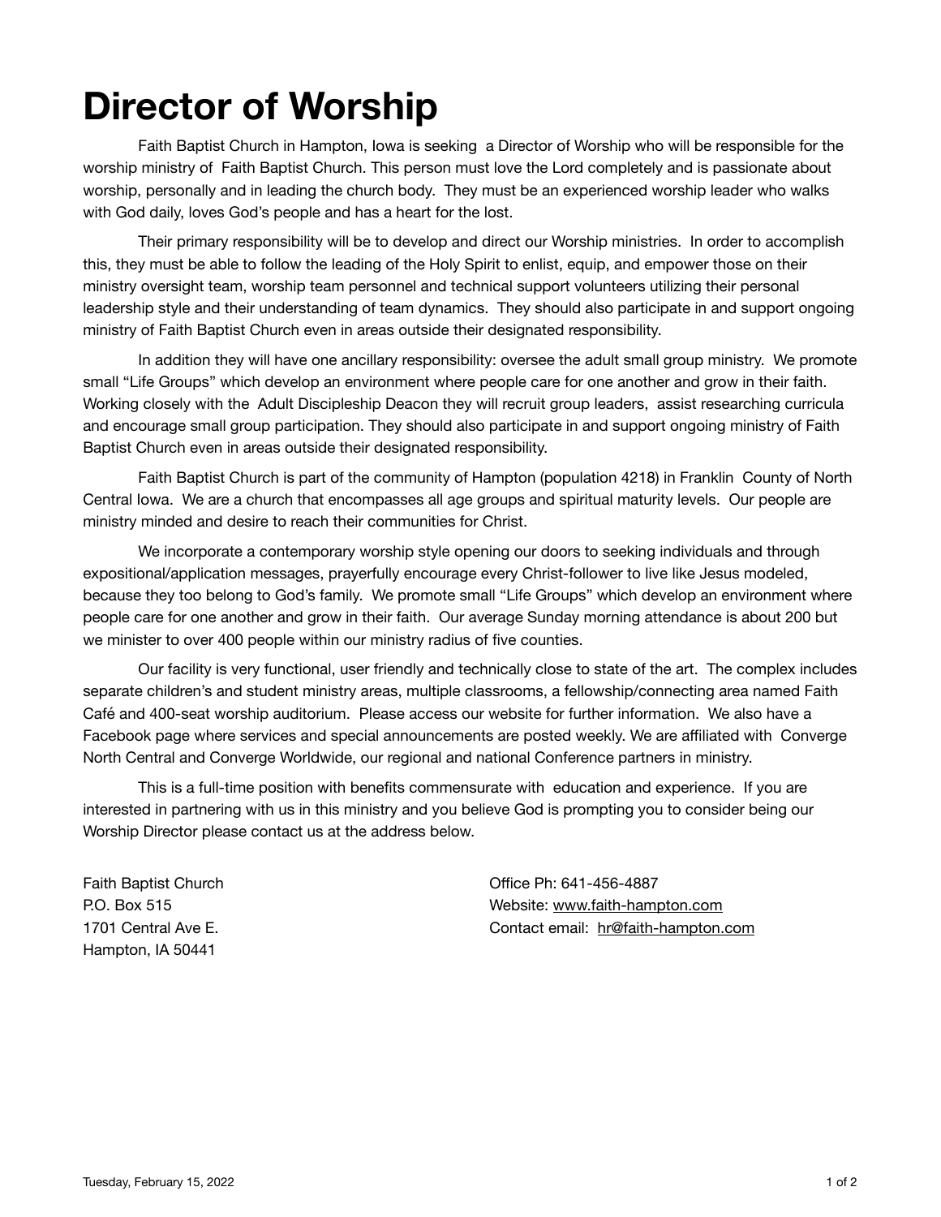# Director of Worship

Faith Baptist Church in Hampton, Iowa is seeking a Director of Worship who will be responsible for the worship ministry of Faith Baptist Church. This person must love the Lord completely and is passionate about worship, personally and in leading the church body. They must be an experienced worship leader who walks with God daily, loves God's people and has a heart for the lost.

Their primary responsibility will be to develop and direct our Worship ministries. In order to accomplish this, they must be able to follow the leading of the Holy Spirit to enlist, equip, and empower those on their ministry oversight team, worship team personnel and technical support volunteers utilizing their personal leadership style and their understanding of team dynamics. They should also participate in and support ongoing ministry of Faith Baptist Church even in areas outside their designated responsibility.

In addition they will have one ancillary responsibility: oversee the adult small group ministry. We promote small "Life Groups" which develop an environment where people care for one another and grow in their faith. Working closely with the Adult Discipleship Deacon they will recruit group leaders, assist researching curricula and encourage small group participation. They should also participate in and support ongoing ministry of Faith Baptist Church even in areas outside their designated responsibility.

Faith Baptist Church is part of the community of Hampton (population 4218) in Franklin County of North Central Iowa. We are a church that encompasses all age groups and spiritual maturity levels. Our people are ministry minded and desire to reach their communities for Christ.

We incorporate a contemporary worship style opening our doors to seeking individuals and through expositional/application messages, prayerfully encourage every Christ-follower to live like Jesus modeled, because they too belong to God's family. We promote small "Life Groups" which develop an environment where people care for one another and grow in their faith. Our average Sunday morning attendance is about 200 but we minister to over 400 people within our ministry radius of five counties.

Our facility is very functional, user friendly and technically close to state of the art. The complex includes separate children's and student ministry areas, multiple classrooms, a fellowship/connecting area named Faith Café and 400-seat worship auditorium. Please access our website for further information. We also have a Facebook page where services and special announcements are posted weekly. We are affiliated with Converge North Central and Converge Worldwide, our regional and national Conference partners in ministry.

This is a full-time position with benefits commensurate with education and experience. If you are interested in partnering with us in this ministry and you believe God is prompting you to consider being our Worship Director please contact us at the address below.

Faith Baptist Church
P.O. Box 515
1701 Central Ave E.
Hampton, IA 50441

Office Ph: 641-456-4887
Website: www.faith-hampton.com
Contact email: hr@faith-hampton.com

Tuesday, February 15, 2022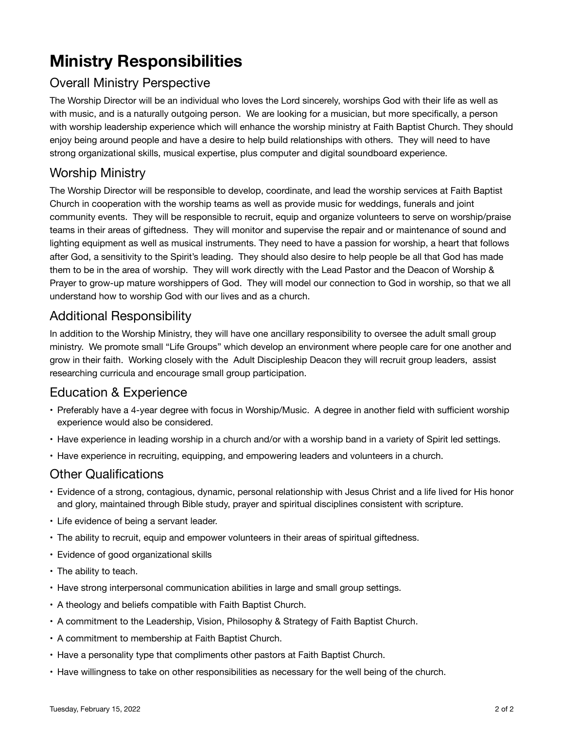# Ministry Responsibilities

## Overall Ministry Perspective

The Worship Director will be an individual who loves the Lord sincerely, worships God with their life as well as with music, and is a naturally outgoing person. We are looking for a musician, but more specifically, a person with worship leadership experience which will enhance the worship ministry at Faith Baptist Church. They should enjoy being around people and have a desire to help build relationships with others. They will need to have strong organizational skills, musical expertise, plus computer and digital soundboard experience.

## Worship Ministry

The Worship Director will be responsible to develop, coordinate, and lead the worship services at Faith Baptist Church in cooperation with the worship teams as well as provide music for weddings, funerals and joint community events. They will be responsible to recruit, equip and organize volunteers to serve on worship/praise teams in their areas of giftedness. They will monitor and supervise the repair and or maintenance of sound and lighting equipment as well as musical instruments. They need to have a passion for worship, a heart that follows after God, a sensitivity to the Spirit's leading. They should also desire to help people be all that God has made them to be in the area of worship. They will work directly with the Lead Pastor and the Deacon of Worship & Prayer to grow-up mature worshippers of God. They will model our connection to God in worship, so that we all understand how to worship God with our lives and as a church.

## Additional Responsibility

In addition to the Worship Ministry, they will have one ancillary responsibility to oversee the adult small group ministry. We promote small "Life Groups" which develop an environment where people care for one another and grow in their faith. Working closely with the Adult Discipleship Deacon they will recruit group leaders, assist researching curricula and encourage small group participation.

## Education & Experience

- Preferably have a 4-year degree with focus in Worship/Music. A degree in another field with sufficient worship experience would also be considered.
- Have experience in leading worship in a church and/or with a worship band in a variety of Spirit led settings.
- Have experience in recruiting, equipping, and empowering leaders and volunteers in a church.

## Other Qualifications

- Evidence of a strong, contagious, dynamic, personal relationship with Jesus Christ and a life lived for His honor and glory, maintained through Bible study, prayer and spiritual disciplines consistent with scripture.
- Life evidence of being a servant leader.
- The ability to recruit, equip and empower volunteers in their areas of spiritual giftedness.
- Evidence of good organizational skills
- The ability to teach.
- Have strong interpersonal communication abilities in large and small group settings.
- A theology and beliefs compatible with Faith Baptist Church.
- A commitment to the Leadership, Vision, Philosophy & Strategy of Faith Baptist Church.
- A commitment to membership at Faith Baptist Church.
- Have a personality type that compliments other pastors at Faith Baptist Church.
- Have willingness to take on other responsibilities as necessary for the well being of the church.